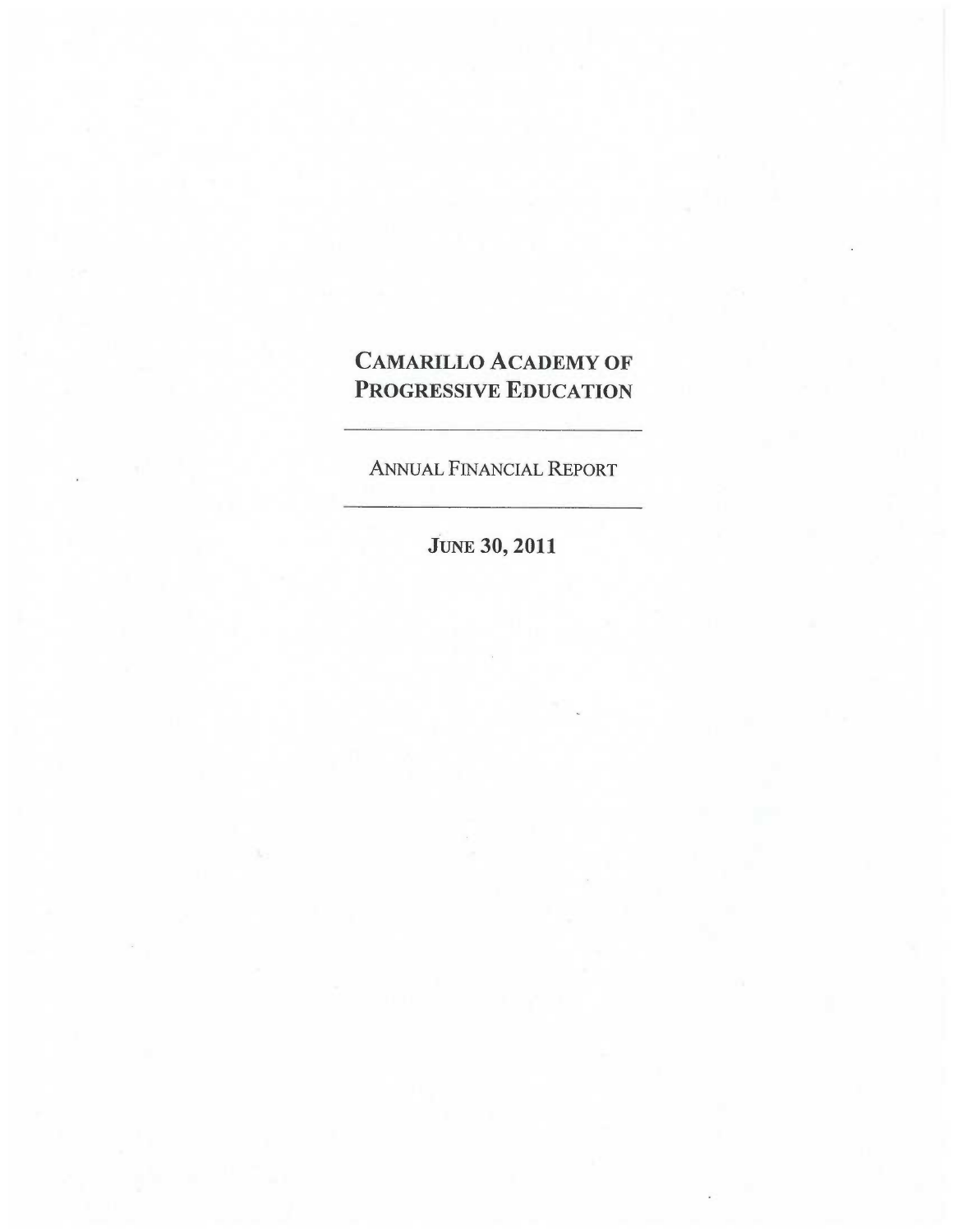# Camarillo Academy of Progressive Education

---

Annual Financial Report

---

**June 30, 2011**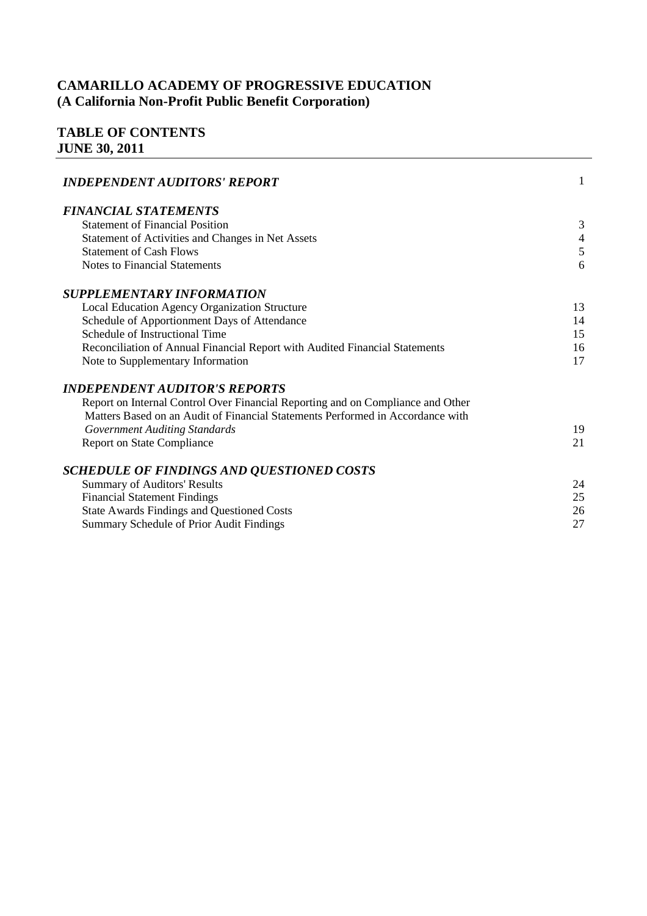# CAMARILLO ACADEMY OF PROGRESSIVE EDUCATION
## (A California Non-Profit Public Benefit Corporation)

## TABLE OF CONTENTS
## JUNE 30, 2011

| | |
|---|---|
| ***INDEPENDENT AUDITORS' REPORT*** | 1 |
| ***FINANCIAL STATEMENTS*** | |
| Statement of Financial Position | 3 |
| Statement of Activities and Changes in Net Assets | 4 |
| Statement of Cash Flows | 5 |
| Notes to Financial Statements | 6 |
| ***SUPPLEMENTARY INFORMATION*** | |
| Local Education Agency Organization Structure | 13 |
| Schedule of Apportionment Days of Attendance | 14 |
| Schedule of Instructional Time | 15 |
| Reconciliation of Annual Financial Report with Audited Financial Statements | 16 |
| Note to Supplementary Information | 17 |
| ***INDEPENDENT AUDITOR'S REPORTS*** | |
| Report on Internal Control Over Financial Reporting and on Compliance and Other Matters Based on an Audit of Financial Statements Performed in Accordance with *Government Auditing Standards* | 19 |
| Report on State Compliance | 21 |
| ***SCHEDULE OF FINDINGS AND QUESTIONED COSTS*** | |
| Summary of Auditors' Results | 24 |
| Financial Statement Findings | 25 |
| State Awards Findings and Questioned Costs | 26 |
| Summary Schedule of Prior Audit Findings | 27 |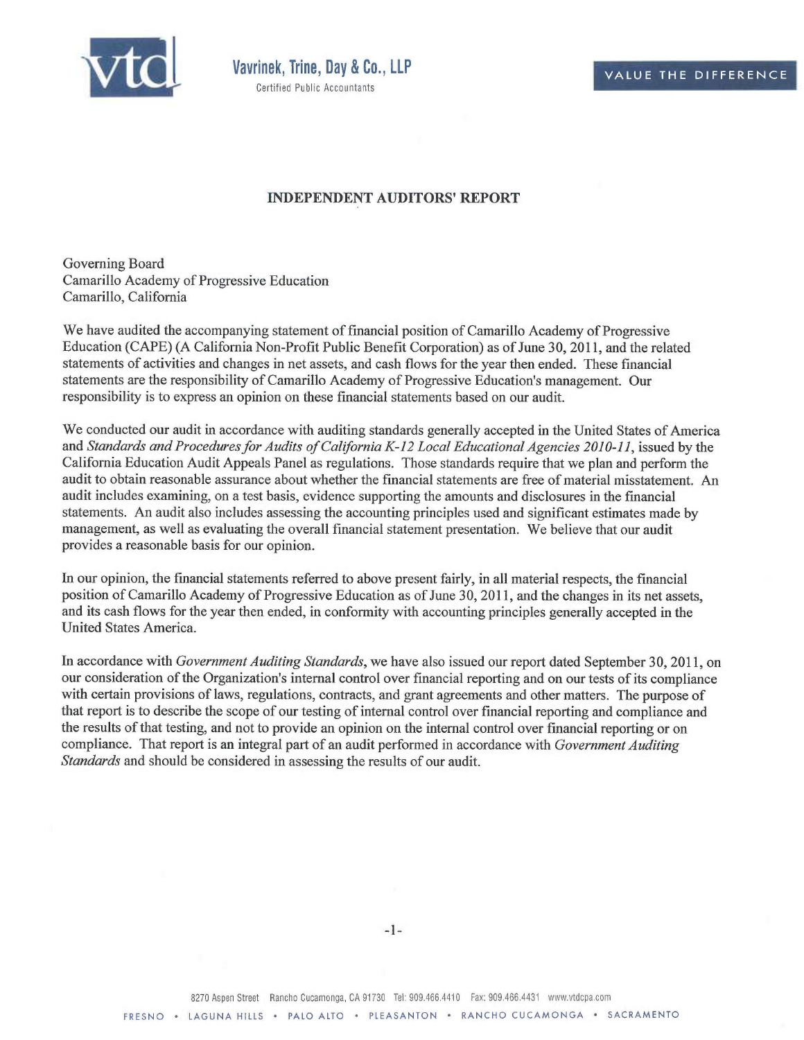Vavrinek, Trine, Day & Co., LLP

Certified Public Accountants

VALUE THE DIFFERENCE

## INDEPENDENT AUDITORS' REPORT

Governing Board
Camarillo Academy of Progressive Education
Camarillo, California

We have audited the accompanying statement of financial position of Camarillo Academy of Progressive Education (CAPE) (A California Non-Profit Public Benefit Corporation) as of June 30, 2011, and the related statements of activities and changes in net assets, and cash flows for the year then ended. These financial statements are the responsibility of Camarillo Academy of Progressive Education's management. Our responsibility is to express an opinion on these financial statements based on our audit.

We conducted our audit in accordance with auditing standards generally accepted in the United States of America and *Standards and Procedures for Audits of California K-12 Local Educational Agencies 2010-11*, issued by the California Education Audit Appeals Panel as regulations. Those standards require that we plan and perform the audit to obtain reasonable assurance about whether the financial statements are free of material misstatement. An audit includes examining, on a test basis, evidence supporting the amounts and disclosures in the financial statements. An audit also includes assessing the accounting principles used and significant estimates made by management, as well as evaluating the overall financial statement presentation. We believe that our audit provides a reasonable basis for our opinion.

In our opinion, the financial statements referred to above present fairly, in all material respects, the financial position of Camarillo Academy of Progressive Education as of June 30, 2011, and the changes in its net assets, and its cash flows for the year then ended, in conformity with accounting principles generally accepted in the United States America.

In accordance with *Government Auditing Standards*, we have also issued our report dated September 30, 2011, on our consideration of the Organization's internal control over financial reporting and on our tests of its compliance with certain provisions of laws, regulations, contracts, and grant agreements and other matters. The purpose of that report is to describe the scope of our testing of internal control over financial reporting and compliance and the results of that testing, and not to provide an opinion on the internal control over financial reporting or on compliance. That report is an integral part of an audit performed in accordance with *Government Auditing Standards* and should be considered in assessing the results of our audit.

8270 Aspen Street Rancho Cucamonga, CA 91730 Tel: 909.466.4410 Fax: 909.466.4431 www.vtdcpa.com

FRESNO • LAGUNA HILLS • PALO ALTO • PLEASANTON • RANCHO CUCAMONGA • SACRAMENTO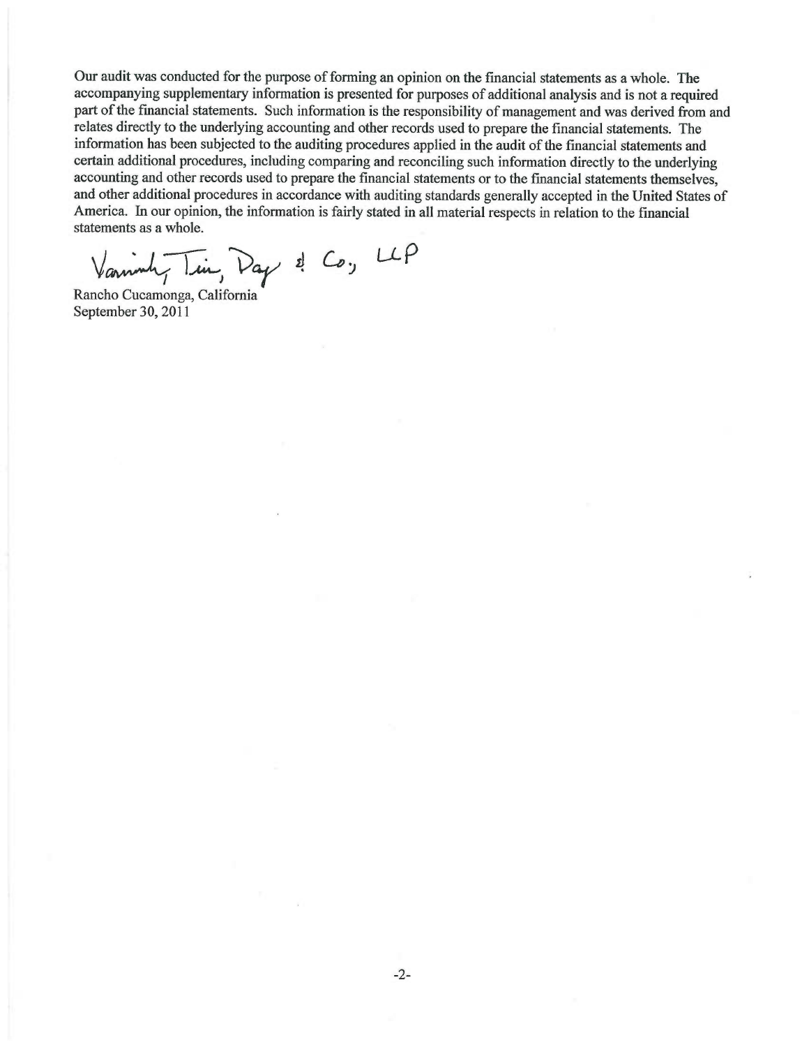Our audit was conducted for the purpose of forming an opinion on the financial statements as a whole. The accompanying supplementary information is presented for purposes of additional analysis and is not a required part of the financial statements. Such information is the responsibility of management and was derived from and relates directly to the underlying accounting and other records used to prepare the financial statements. The information has been subjected to the auditing procedures applied in the audit of the financial statements and certain additional procedures, including comparing and reconciling such information directly to the underlying accounting and other records used to prepare the financial statements or to the financial statements themselves, and other additional procedures in accordance with auditing standards generally accepted in the United States of America. In our opinion, the information is fairly stated in all material respects in relation to the financial statements as a whole.

Vavrinek, Trine, Day & Co., LLP

Rancho Cucamonga, California
September 30, 2011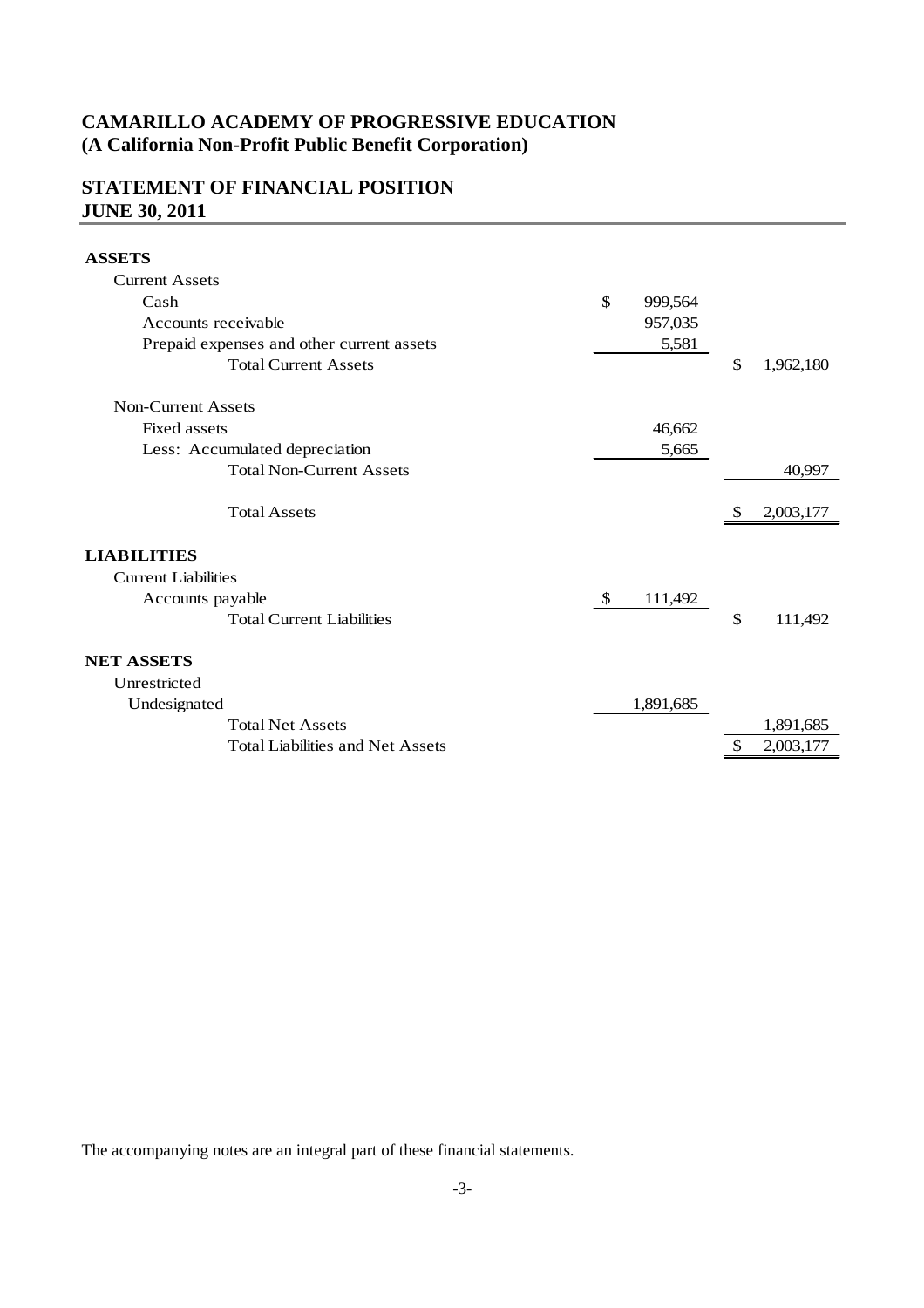# CAMARILLO ACADEMY OF PROGRESSIVE EDUCATION
**(A California Non-Profit Public Benefit Corporation)**

## STATEMENT OF FINANCIAL POSITION
## JUNE 30, 2011

| | | |
|---|---|---|
| **ASSETS** | | |
| Current Assets | | |
| Cash | $ 999,564 | |
| Accounts receivable | 957,035 | |
| Prepaid expenses and other current assets | 5,581 | |
| Total Current Assets | | $ 1,962,180 |
| | | |
| Non-Current Assets | | |
| Fixed assets | 46,662 | |
| Less: Accumulated depreciation | 5,665 | |
| Total Non-Current Assets | | 40,997 |
| | | |
| Total Assets | | $ 2,003,177 |
| | | |
| **LIABILITIES** | | |
| Current Liabilities | | |
| Accounts payable | $ 111,492 | |
| Total Current Liabilities | | $ 111,492 |
| | | |
| **NET ASSETS** | | |
| Unrestricted | | |
| Undesignated | 1,891,685 | |
| Total Net Assets | | 1,891,685 |
| Total Liabilities and Net Assets | | $ 2,003,177 |

The accompanying notes are an integral part of these financial statements.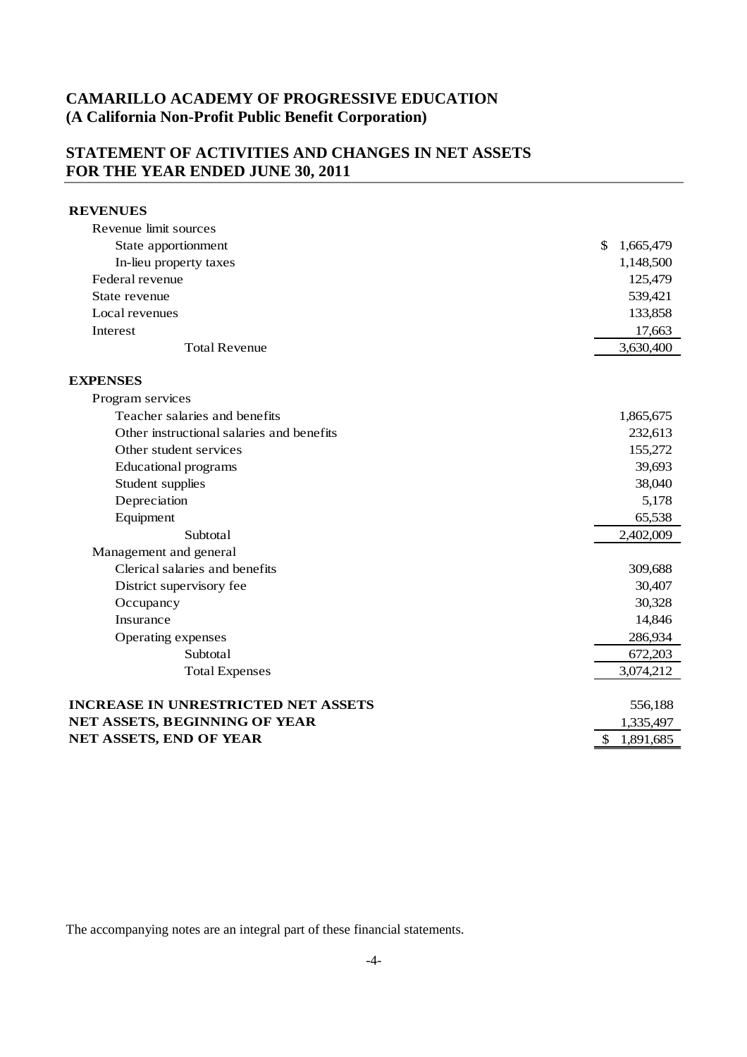# CAMARILLO ACADEMY OF PROGRESSIVE EDUCATION
## (A California Non-Profit Public Benefit Corporation)

## STATEMENT OF ACTIVITIES AND CHANGES IN NET ASSETS
## FOR THE YEAR ENDED JUNE 30, 2011

| | |
|---|---|
| **REVENUES** | |
| Revenue limit sources | |
| State apportionment | $ 1,665,479 |
| In-lieu property taxes | 1,148,500 |
| Federal revenue | 125,479 |
| State revenue | 539,421 |
| Local revenues | 133,858 |
| Interest | 17,663 |
| Total Revenue | 3,630,400 |
| **EXPENSES** | |
| Program services | |
| Teacher salaries and benefits | 1,865,675 |
| Other instructional salaries and benefits | 232,613 |
| Other student services | 155,272 |
| Educational programs | 39,693 |
| Student supplies | 38,040 |
| Depreciation | 5,178 |
| Equipment | 65,538 |
| Subtotal | 2,402,009 |
| Management and general | |
| Clerical salaries and benefits | 309,688 |
| District supervisory fee | 30,407 |
| Occupancy | 30,328 |
| Insurance | 14,846 |
| Operating expenses | 286,934 |
| Subtotal | 672,203 |
| Total Expenses | 3,074,212 |
| **INCREASE IN UNRESTRICTED NET ASSETS** | 556,188 |
| **NET ASSETS, BEGINNING OF YEAR** | 1,335,497 |
| **NET ASSETS, END OF YEAR** | $ 1,891,685 |

The accompanying notes are an integral part of these financial statements.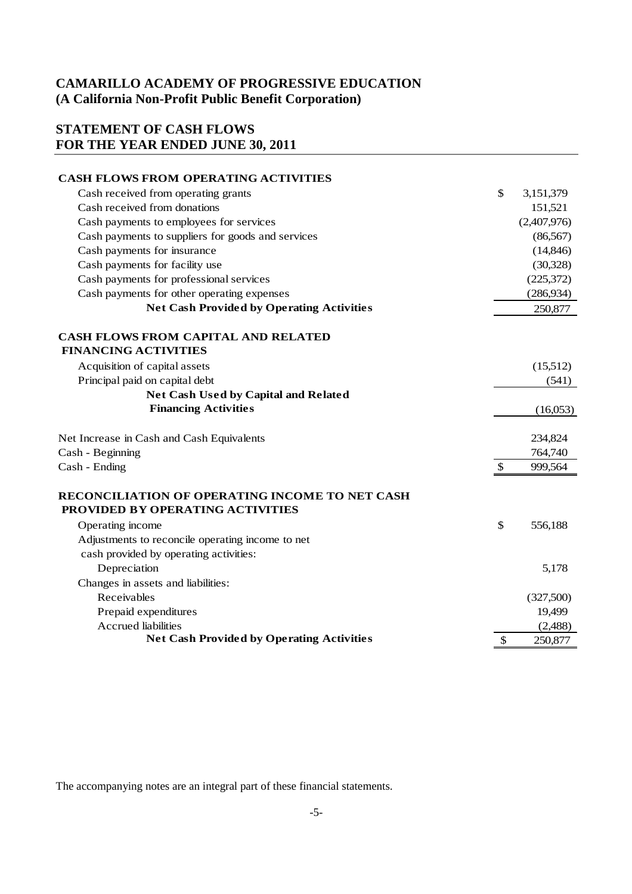# CAMARILLO ACADEMY OF PROGRESSIVE EDUCATION
## (A California Non-Profit Public Benefit Corporation)

## STATEMENT OF CASH FLOWS
## FOR THE YEAR ENDED JUNE 30, 2011

| | | |
|---|---|---|
| **CASH FLOWS FROM OPERATING ACTIVITIES** | | |
| Cash received from operating grants | $ | 3,151,379 |
| Cash received from donations | | 151,521 |
| Cash payments to employees for services | | (2,407,976) |
| Cash payments to suppliers for goods and services | | (86,567) |
| Cash payments for insurance | | (14,846) |
| Cash payments for facility use | | (30,328) |
| Cash payments for professional services | | (225,372) |
| Cash payments for other operating expenses | | (286,934) |
| **Net Cash Provided by Operating Activities** | | 250,877 |
| | | |
| **CASH FLOWS FROM CAPITAL AND RELATED FINANCING ACTIVITIES** | | |
| Acquisition of capital assets | | (15,512) |
| Principal paid on capital debt | | (541) |
| **Net Cash Used by Capital and Related Financing Activities** | | (16,053) |
| | | |
| Net Increase in Cash and Cash Equivalents | | 234,824 |
| Cash - Beginning | | 764,740 |
| Cash - Ending | $ | 999,564 |
| | | |
| **RECONCILIATION OF OPERATING INCOME TO NET CASH PROVIDED BY OPERATING ACTIVITIES** | | |
| Operating income | $ | 556,188 |
| Adjustments to reconcile operating income to net cash provided by operating activities: | | |
| Depreciation | | 5,178 |
| Changes in assets and liabilities: | | |
| Receivables | | (327,500) |
| Prepaid expenditures | | 19,499 |
| Accrued liabilities | | (2,488) |
| **Net Cash Provided by Operating Activities** | $ | 250,877 |

The accompanying notes are an integral part of these financial statements.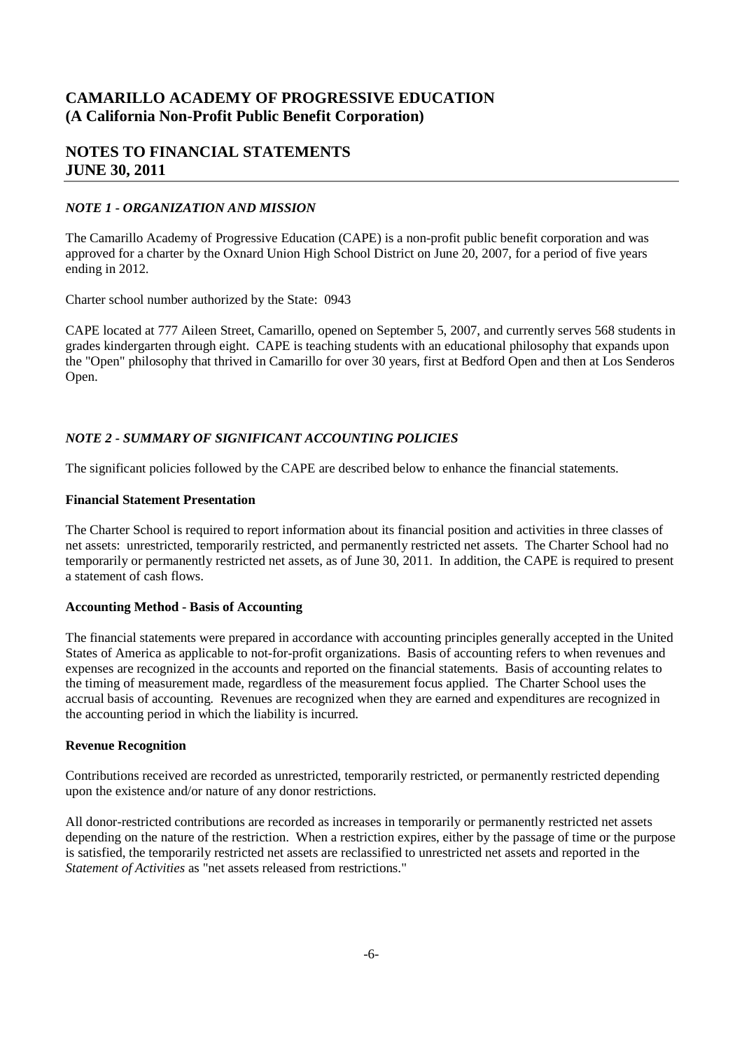# CAMARILLO ACADEMY OF PROGRESSIVE EDUCATION
# (A California Non-Profit Public Benefit Corporation)

## NOTES TO FINANCIAL STATEMENTS
## JUNE 30, 2011

### *NOTE 1 - ORGANIZATION AND MISSION*

The Camarillo Academy of Progressive Education (CAPE) is a non-profit public benefit corporation and was approved for a charter by the Oxnard Union High School District on June 20, 2007, for a period of five years ending in 2012.

Charter school number authorized by the State: 0943

CAPE located at 777 Aileen Street, Camarillo, opened on September 5, 2007, and currently serves 568 students in grades kindergarten through eight. CAPE is teaching students with an educational philosophy that expands upon the "Open" philosophy that thrived in Camarillo for over 30 years, first at Bedford Open and then at Los Senderos Open.

### *NOTE 2 - SUMMARY OF SIGNIFICANT ACCOUNTING POLICIES*

The significant policies followed by the CAPE are described below to enhance the financial statements.

**Financial Statement Presentation**

The Charter School is required to report information about its financial position and activities in three classes of net assets: unrestricted, temporarily restricted, and permanently restricted net assets. The Charter School had no temporarily or permanently restricted net assets, as of June 30, 2011. In addition, the CAPE is required to present a statement of cash flows.

**Accounting Method - Basis of Accounting**

The financial statements were prepared in accordance with accounting principles generally accepted in the United States of America as applicable to not-for-profit organizations. Basis of accounting refers to when revenues and expenses are recognized in the accounts and reported on the financial statements. Basis of accounting relates to the timing of measurement made, regardless of the measurement focus applied. The Charter School uses the accrual basis of accounting. Revenues are recognized when they are earned and expenditures are recognized in the accounting period in which the liability is incurred.

**Revenue Recognition**

Contributions received are recorded as unrestricted, temporarily restricted, or permanently restricted depending upon the existence and/or nature of any donor restrictions.

All donor-restricted contributions are recorded as increases in temporarily or permanently restricted net assets depending on the nature of the restriction. When a restriction expires, either by the passage of time or the purpose is satisfied, the temporarily restricted net assets are reclassified to unrestricted net assets and reported in the *Statement of Activities* as "net assets released from restrictions."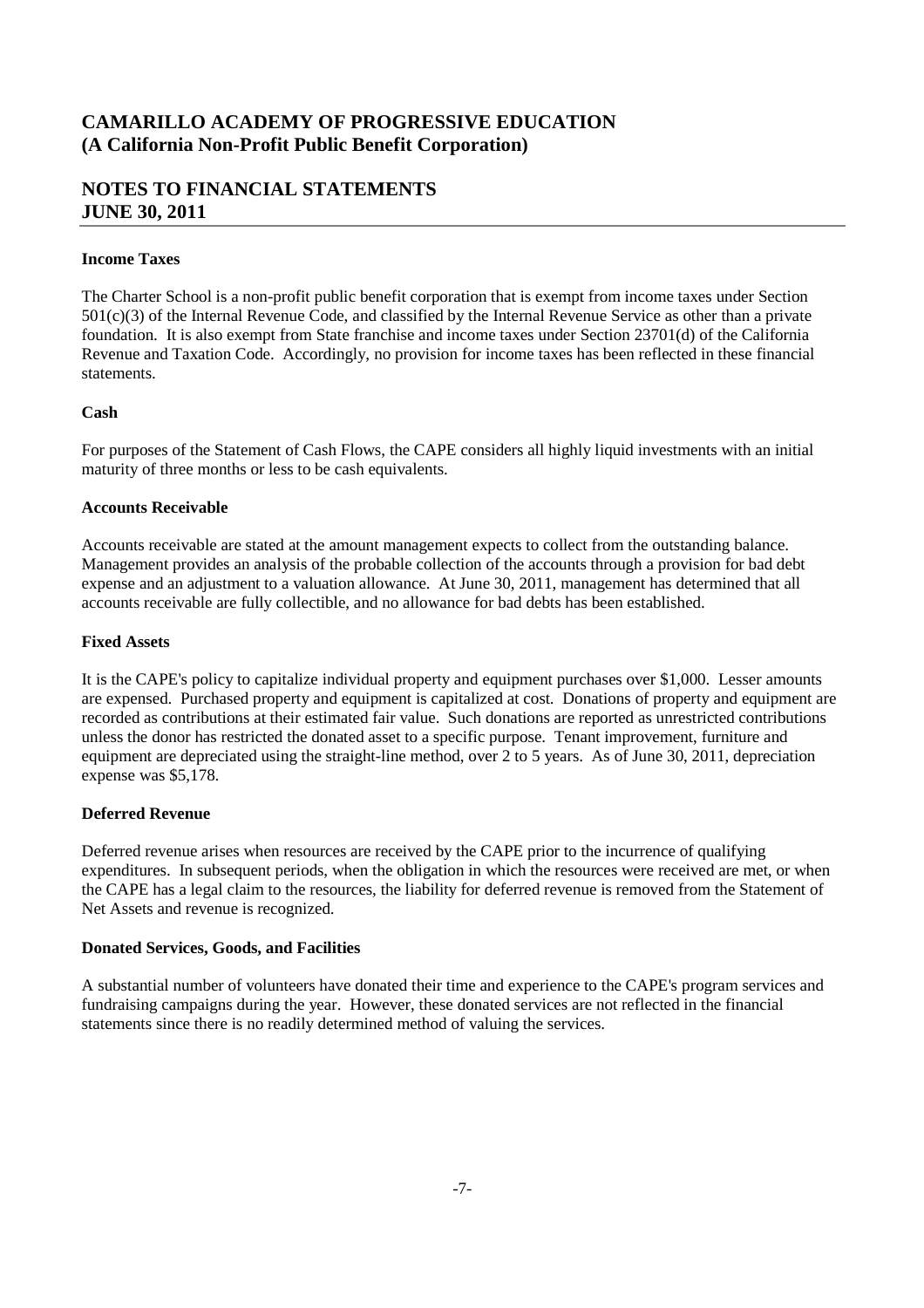# CAMARILLO ACADEMY OF PROGRESSIVE EDUCATION
# (A California Non-Profit Public Benefit Corporation)

## NOTES TO FINANCIAL STATEMENTS
## JUNE 30, 2011

**Income Taxes**

The Charter School is a non-profit public benefit corporation that is exempt from income taxes under Section 501(c)(3) of the Internal Revenue Code, and classified by the Internal Revenue Service as other than a private foundation. It is also exempt from State franchise and income taxes under Section 23701(d) of the California Revenue and Taxation Code. Accordingly, no provision for income taxes has been reflected in these financial statements.

**Cash**

For purposes of the Statement of Cash Flows, the CAPE considers all highly liquid investments with an initial maturity of three months or less to be cash equivalents.

**Accounts Receivable**

Accounts receivable are stated at the amount management expects to collect from the outstanding balance. Management provides an analysis of the probable collection of the accounts through a provision for bad debt expense and an adjustment to a valuation allowance. At June 30, 2011, management has determined that all accounts receivable are fully collectible, and no allowance for bad debts has been established.

**Fixed Assets**

It is the CAPE's policy to capitalize individual property and equipment purchases over $1,000. Lesser amounts are expensed. Purchased property and equipment is capitalized at cost. Donations of property and equipment are recorded as contributions at their estimated fair value. Such donations are reported as unrestricted contributions unless the donor has restricted the donated asset to a specific purpose. Tenant improvement, furniture and equipment are depreciated using the straight-line method, over 2 to 5 years. As of June 30, 2011, depreciation expense was $5,178.

**Deferred Revenue**

Deferred revenue arises when resources are received by the CAPE prior to the incurrence of qualifying expenditures. In subsequent periods, when the obligation in which the resources were received are met, or when the CAPE has a legal claim to the resources, the liability for deferred revenue is removed from the Statement of Net Assets and revenue is recognized.

**Donated Services, Goods, and Facilities**

A substantial number of volunteers have donated their time and experience to the CAPE's program services and fundraising campaigns during the year. However, these donated services are not reflected in the financial statements since there is no readily determined method of valuing the services.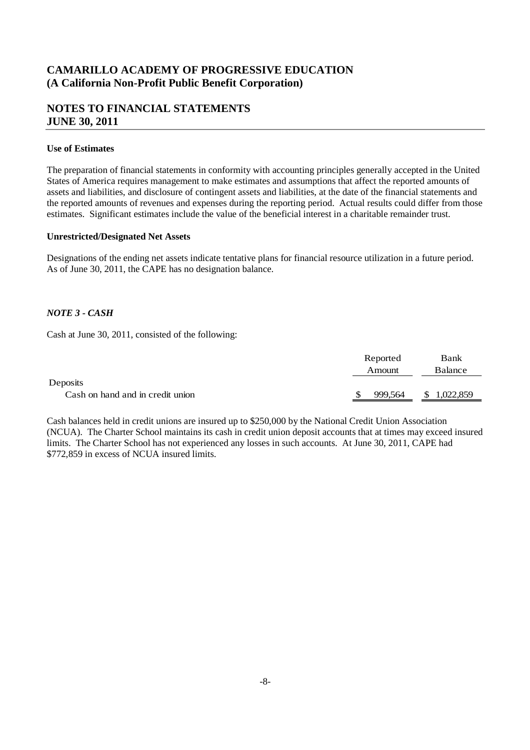# CAMARILLO ACADEMY OF PROGRESSIVE EDUCATION
# (A California Non-Profit Public Benefit Corporation)

## NOTES TO FINANCIAL STATEMENTS
## JUNE 30, 2011

**Use of Estimates**

The preparation of financial statements in conformity with accounting principles generally accepted in the United States of America requires management to make estimates and assumptions that affect the reported amounts of assets and liabilities, and disclosure of contingent assets and liabilities, at the date of the financial statements and the reported amounts of revenues and expenses during the reporting period. Actual results could differ from those estimates. Significant estimates include the value of the beneficial interest in a charitable remainder trust.

**Unrestricted/Designated Net Assets**

Designations of the ending net assets indicate tentative plans for financial resource utilization in a future period. As of June 30, 2011, the CAPE has no designation balance.

***NOTE 3 - CASH***

Cash at June 30, 2011, consisted of the following:

| | Reported Amount | Bank Balance |
|---|---|---|
| Deposits | | |
| Cash on hand and in credit union | $ 999,564 | $ 1,022,859 |

Cash balances held in credit unions are insured up to $250,000 by the National Credit Union Association (NCUA). The Charter School maintains its cash in credit union deposit accounts that at times may exceed insured limits. The Charter School has not experienced any losses in such accounts. At June 30, 2011, CAPE had $772,859 in excess of NCUA insured limits.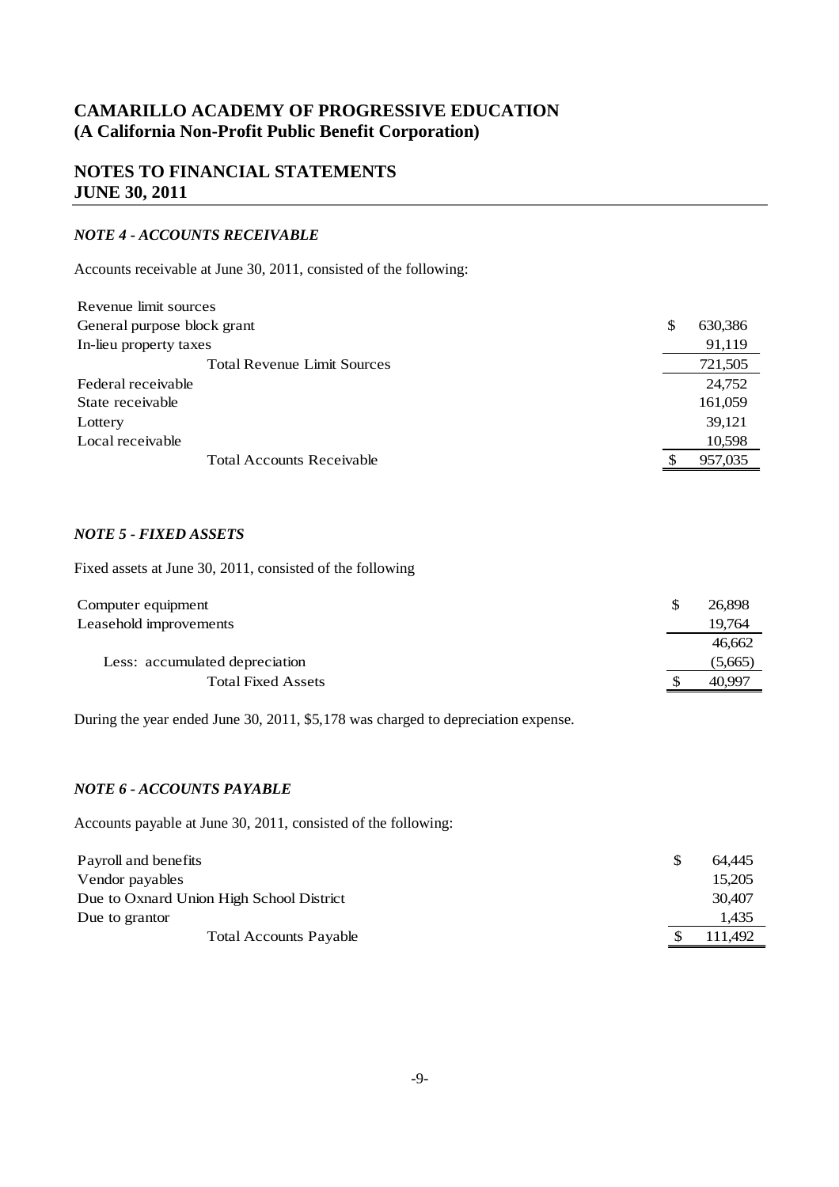# CAMARILLO ACADEMY OF PROGRESSIVE EDUCATION
## (A California Non-Profit Public Benefit Corporation)

## NOTES TO FINANCIAL STATEMENTS
## JUNE 30, 2011

### *NOTE 4 - ACCOUNTS RECEIVABLE*

Accounts receivable at June 30, 2011, consisted of the following:

| | |
|---|---|
| Revenue limit sources | |
| General purpose block grant | $ 630,386 |
| In-lieu property taxes | 91,119 |
| Total Revenue Limit Sources | 721,505 |
| Federal receivable | 24,752 |
| State receivable | 161,059 |
| Lottery | 39,121 |
| Local receivable | 10,598 |
| Total Accounts Receivable | $ 957,035 |

### *NOTE 5 - FIXED ASSETS*

Fixed assets at June 30, 2011, consisted of the following

| | |
|---|---|
| Computer equipment | $ 26,898 |
| Leasehold improvements | 19,764 |
| | 46,662 |
| Less: accumulated depreciation | (5,665) |
| Total Fixed Assets | $ 40,997 |

During the year ended June 30, 2011, $5,178 was charged to depreciation expense.

### *NOTE 6 - ACCOUNTS PAYABLE*

Accounts payable at June 30, 2011, consisted of the following:

| | |
|---|---|
| Payroll and benefits | $ 64,445 |
| Vendor payables | 15,205 |
| Due to Oxnard Union High School District | 30,407 |
| Due to grantor | 1,435 |
| Total Accounts Payable | $ 111,492 |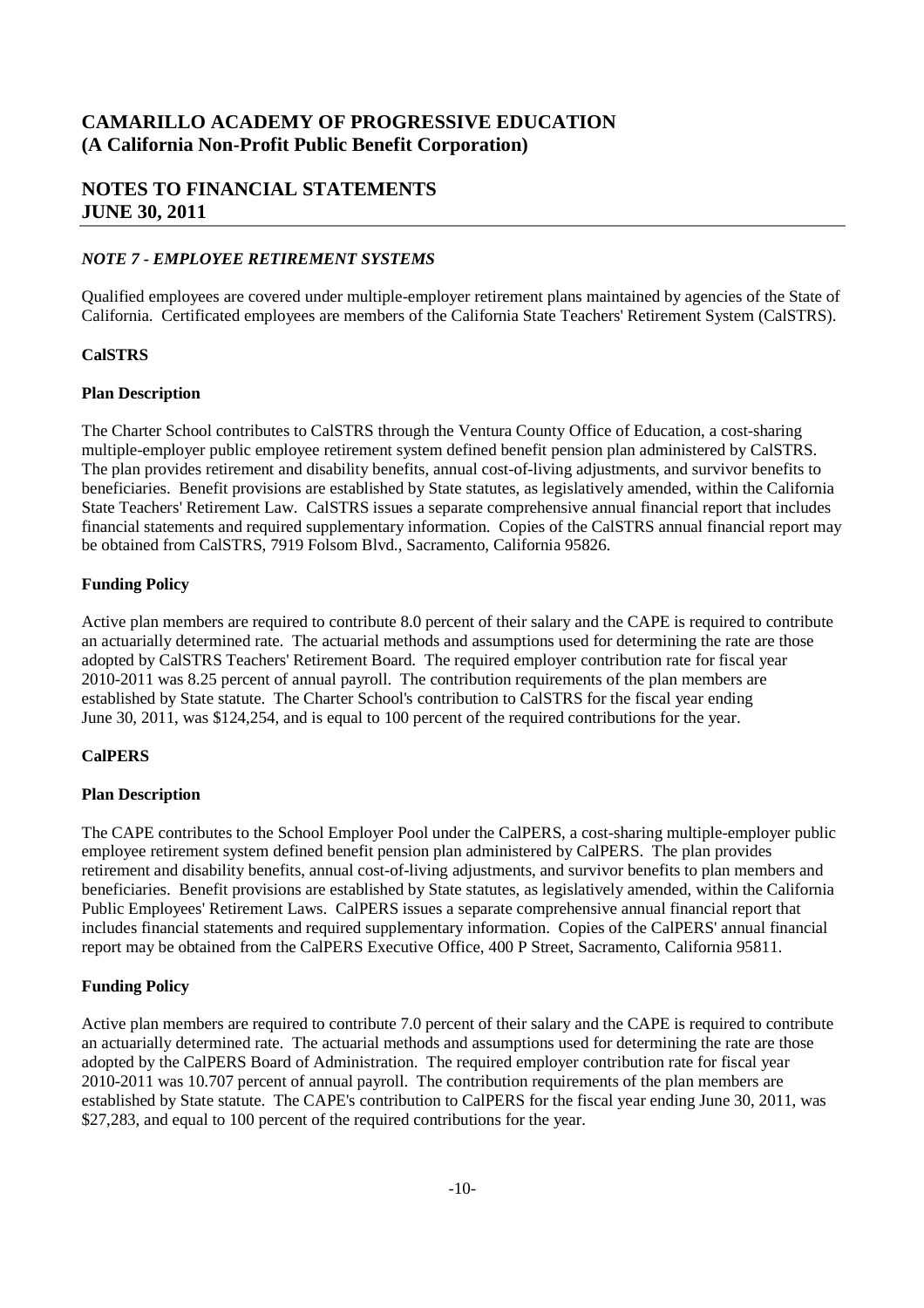# CAMARILLO ACADEMY OF PROGRESSIVE EDUCATION
# (A California Non-Profit Public Benefit Corporation)

## NOTES TO FINANCIAL STATEMENTS
## JUNE 30, 2011

### *NOTE 7 - EMPLOYEE RETIREMENT SYSTEMS*

Qualified employees are covered under multiple-employer retirement plans maintained by agencies of the State of California. Certificated employees are members of the California State Teachers' Retirement System (CalSTRS).

**CalSTRS**

**Plan Description**

The Charter School contributes to CalSTRS through the Ventura County Office of Education, a cost-sharing multiple-employer public employee retirement system defined benefit pension plan administered by CalSTRS. The plan provides retirement and disability benefits, annual cost-of-living adjustments, and survivor benefits to beneficiaries. Benefit provisions are established by State statutes, as legislatively amended, within the California State Teachers' Retirement Law. CalSTRS issues a separate comprehensive annual financial report that includes financial statements and required supplementary information. Copies of the CalSTRS annual financial report may be obtained from CalSTRS, 7919 Folsom Blvd., Sacramento, California 95826.

**Funding Policy**

Active plan members are required to contribute 8.0 percent of their salary and the CAPE is required to contribute an actuarially determined rate. The actuarial methods and assumptions used for determining the rate are those adopted by CalSTRS Teachers' Retirement Board. The required employer contribution rate for fiscal year 2010-2011 was 8.25 percent of annual payroll. The contribution requirements of the plan members are established by State statute. The Charter School's contribution to CalSTRS for the fiscal year ending June 30, 2011, was $124,254, and is equal to 100 percent of the required contributions for the year.

**CalPERS**

**Plan Description**

The CAPE contributes to the School Employer Pool under the CalPERS, a cost-sharing multiple-employer public employee retirement system defined benefit pension plan administered by CalPERS. The plan provides retirement and disability benefits, annual cost-of-living adjustments, and survivor benefits to plan members and beneficiaries. Benefit provisions are established by State statutes, as legislatively amended, within the California Public Employees' Retirement Laws. CalPERS issues a separate comprehensive annual financial report that includes financial statements and required supplementary information. Copies of the CalPERS' annual financial report may be obtained from the CalPERS Executive Office, 400 P Street, Sacramento, California 95811.

**Funding Policy**

Active plan members are required to contribute 7.0 percent of their salary and the CAPE is required to contribute an actuarially determined rate. The actuarial methods and assumptions used for determining the rate are those adopted by the CalPERS Board of Administration. The required employer contribution rate for fiscal year 2010-2011 was 10.707 percent of annual payroll. The contribution requirements of the plan members are established by State statute. The CAPE's contribution to CalPERS for the fiscal year ending June 30, 2011, was $27,283, and equal to 100 percent of the required contributions for the year.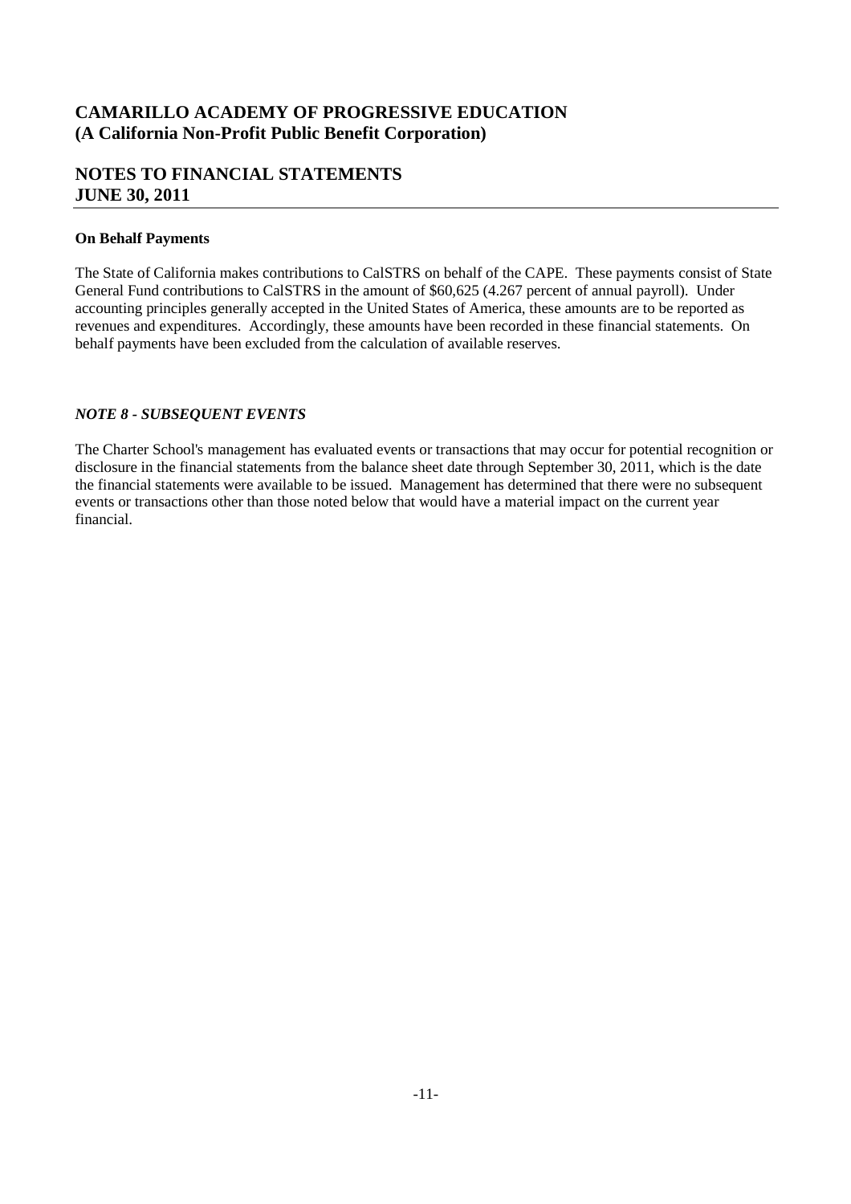# CAMARILLO ACADEMY OF PROGRESSIVE EDUCATION
# (A California Non-Profit Public Benefit Corporation)

## NOTES TO FINANCIAL STATEMENTS
## JUNE 30, 2011

**On Behalf Payments**

The State of California makes contributions to CalSTRS on behalf of the CAPE. These payments consist of State General Fund contributions to CalSTRS in the amount of $60,625 (4.267 percent of annual payroll). Under accounting principles generally accepted in the United States of America, these amounts are to be reported as revenues and expenditures. Accordingly, these amounts have been recorded in these financial statements. On behalf payments have been excluded from the calculation of available reserves.

***NOTE 8 - SUBSEQUENT EVENTS***

The Charter School's management has evaluated events or transactions that may occur for potential recognition or disclosure in the financial statements from the balance sheet date through September 30, 2011, which is the date the financial statements were available to be issued. Management has determined that there were no subsequent events or transactions other than those noted below that would have a material impact on the current year financial.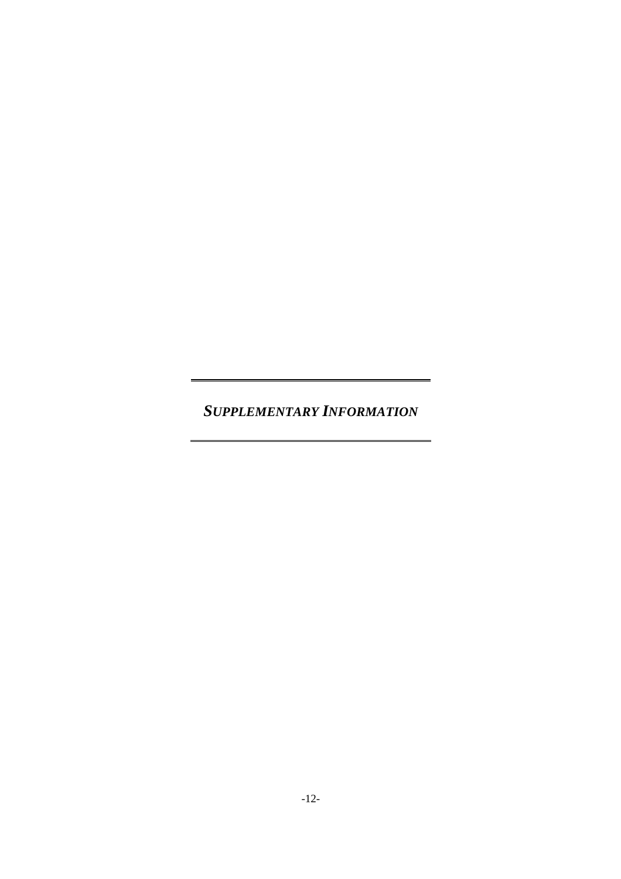# *SUPPLEMENTARY INFORMATION*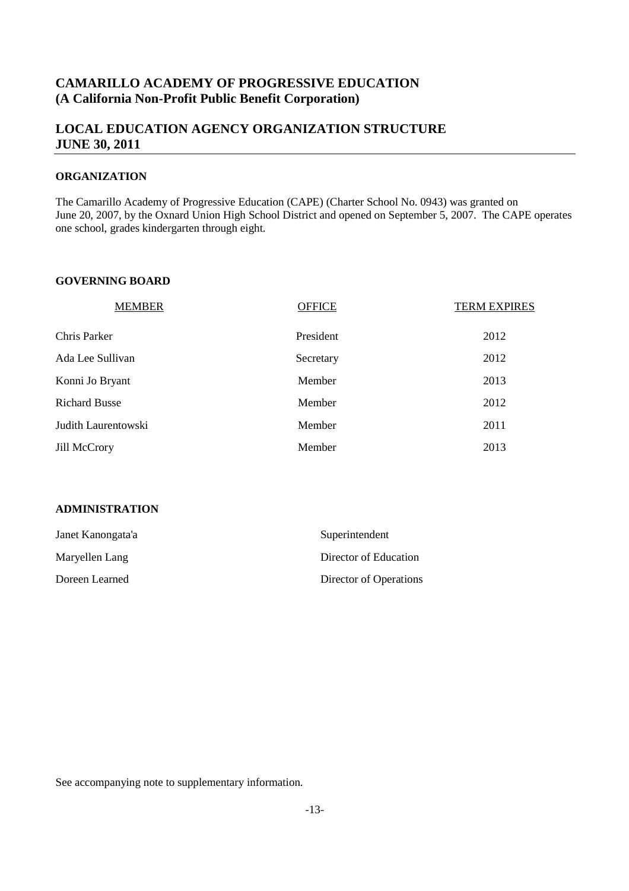# CAMARILLO ACADEMY OF PROGRESSIVE EDUCATION
# (A California Non-Profit Public Benefit Corporation)

## LOCAL EDUCATION AGENCY ORGANIZATION STRUCTURE
## JUNE 30, 2011

### ORGANIZATION

The Camarillo Academy of Progressive Education (CAPE) (Charter School No. 0943) was granted on June 20, 2007, by the Oxnard Union High School District and opened on September 5, 2007. The CAPE operates one school, grades kindergarten through eight.

### GOVERNING BOARD

| MEMBER | OFFICE | TERM EXPIRES |
|---|---|---|
| Chris Parker | President | 2012 |
| Ada Lee Sullivan | Secretary | 2012 |
| Konni Jo Bryant | Member | 2013 |
| Richard Busse | Member | 2012 |
| Judith Laurentowski | Member | 2011 |
| Jill McCrory | Member | 2013 |

### ADMINISTRATION

| | |
|---|---|
| Janet Kanongata'a | Superintendent |
| Maryellen Lang | Director of Education |
| Doreen Learned | Director of Operations |

See accompanying note to supplementary information.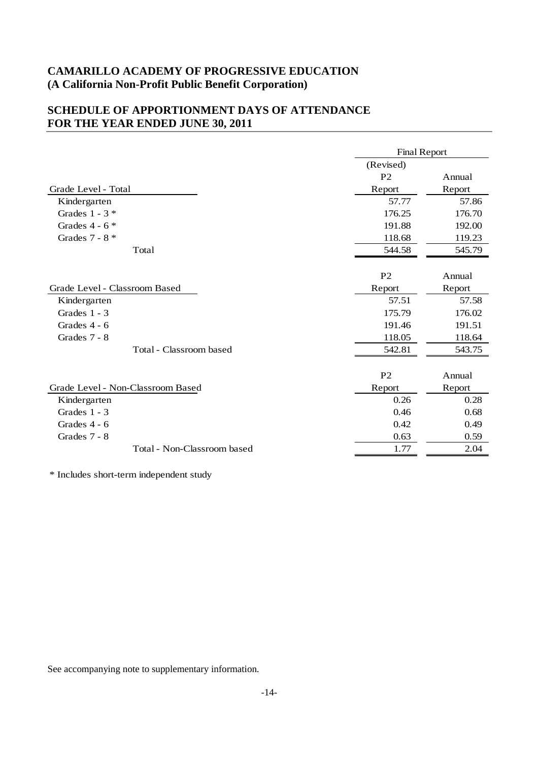# CAMARILLO ACADEMY OF PROGRESSIVE EDUCATION
## (A California Non-Profit Public Benefit Corporation)

## SCHEDULE OF APPORTIONMENT DAYS OF ATTENDANCE
## FOR THE YEAR ENDED JUNE 30, 2011

| | Final Report | |
|---|---|---|
| Grade Level - Total | (Revised) P2 Report | Annual Report |
| Kindergarten | 57.77 | 57.86 |
| Grades 1 - 3 * | 176.25 | 176.70 |
| Grades 4 - 6 * | 191.88 | 192.00 |
| Grades 7 - 8 * | 118.68 | 119.23 |
| Total | 544.58 | 545.79 |

| Grade Level - Classroom Based | P2 Report | Annual Report |
|---|---|---|
| Kindergarten | 57.51 | 57.58 |
| Grades 1 - 3 | 175.79 | 176.02 |
| Grades 4 - 6 | 191.46 | 191.51 |
| Grades 7 - 8 | 118.05 | 118.64 |
| Total - Classroom based | 542.81 | 543.75 |

| Grade Level - Non-Classroom Based | P2 Report | Annual Report |
|---|---|---|
| Kindergarten | 0.26 | 0.28 |
| Grades 1 - 3 | 0.46 | 0.68 |
| Grades 4 - 6 | 0.42 | 0.49 |
| Grades 7 - 8 | 0.63 | 0.59 |
| Total - Non-Classroom based | 1.77 | 2.04 |

* Includes short-term independent study

See accompanying note to supplementary information.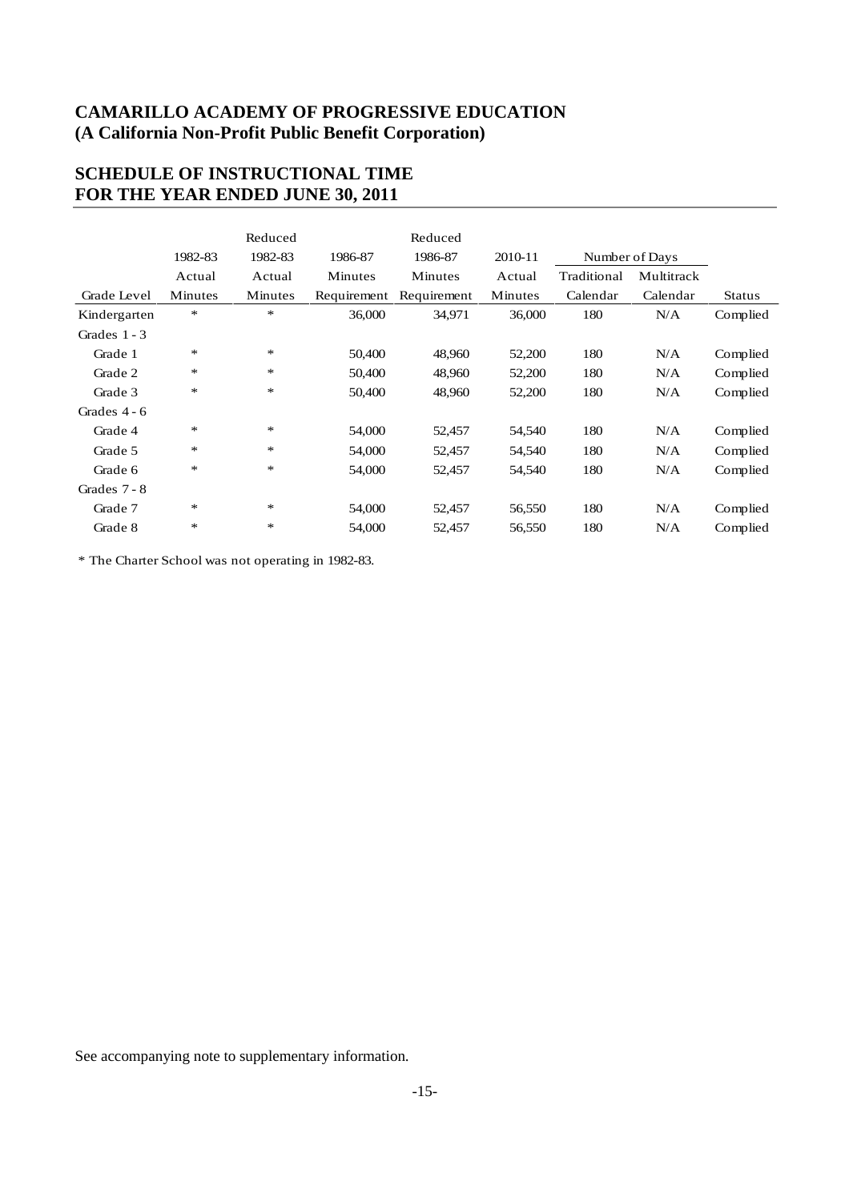**CAMARILLO ACADEMY OF PROGRESSIVE EDUCATION**
**(A California Non-Profit Public Benefit Corporation)**

## SCHEDULE OF INSTRUCTIONAL TIME
## FOR THE YEAR ENDED JUNE 30, 2011

| Grade Level | 1982-83 Actual Minutes | Reduced 1982-83 Actual Minutes | 1986-87 Minutes Requirement | Reduced 1986-87 Minutes Requirement | 2010-11 Actual Minutes | Number of Days Traditional Calendar | Number of Days Multitrack Calendar | Status |
|---|---|---|---|---|---|---|---|---|
| Kindergarten | * | * | 36,000 | 34,971 | 36,000 | 180 | N/A | Complied |
| Grades 1 - 3 | | | | | | | | |
| Grade 1 | * | * | 50,400 | 48,960 | 52,200 | 180 | N/A | Complied |
| Grade 2 | * | * | 50,400 | 48,960 | 52,200 | 180 | N/A | Complied |
| Grade 3 | * | * | 50,400 | 48,960 | 52,200 | 180 | N/A | Complied |
| Grades 4 - 6 | | | | | | | | |
| Grade 4 | * | * | 54,000 | 52,457 | 54,540 | 180 | N/A | Complied |
| Grade 5 | * | * | 54,000 | 52,457 | 54,540 | 180 | N/A | Complied |
| Grade 6 | * | * | 54,000 | 52,457 | 54,540 | 180 | N/A | Complied |
| Grades 7 - 8 | | | | | | | | |
| Grade 7 | * | * | 54,000 | 52,457 | 56,550 | 180 | N/A | Complied |
| Grade 8 | * | * | 54,000 | 52,457 | 56,550 | 180 | N/A | Complied |

* The Charter School was not operating in 1982-83.

See accompanying note to supplementary information.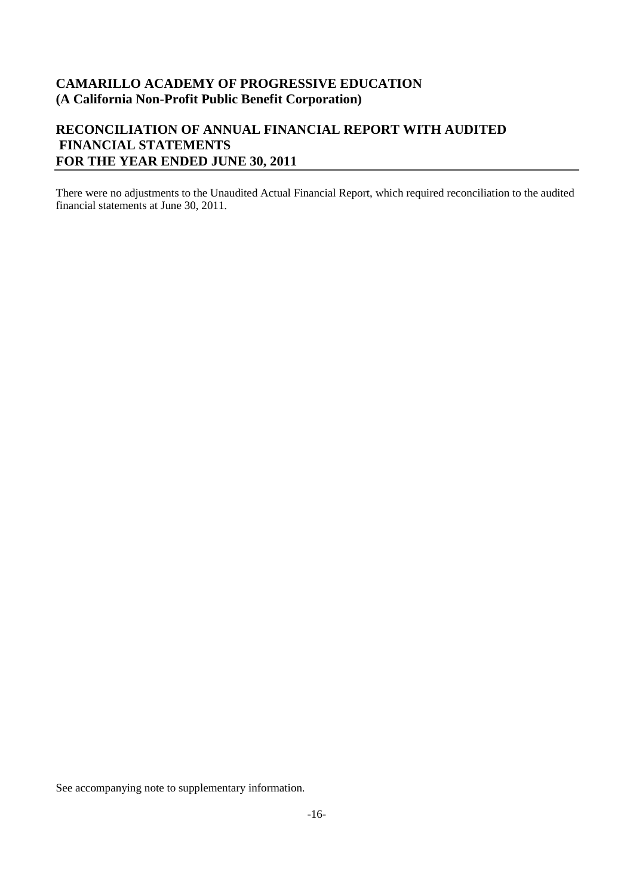**CAMARILLO ACADEMY OF PROGRESSIVE EDUCATION**
**(A California Non-Profit Public Benefit Corporation)**

## RECONCILIATION OF ANNUAL FINANCIAL REPORT WITH AUDITED FINANCIAL STATEMENTS
## FOR THE YEAR ENDED JUNE 30, 2011

There were no adjustments to the Unaudited Actual Financial Report, which required reconciliation to the audited financial statements at June 30, 2011.

See accompanying note to supplementary information.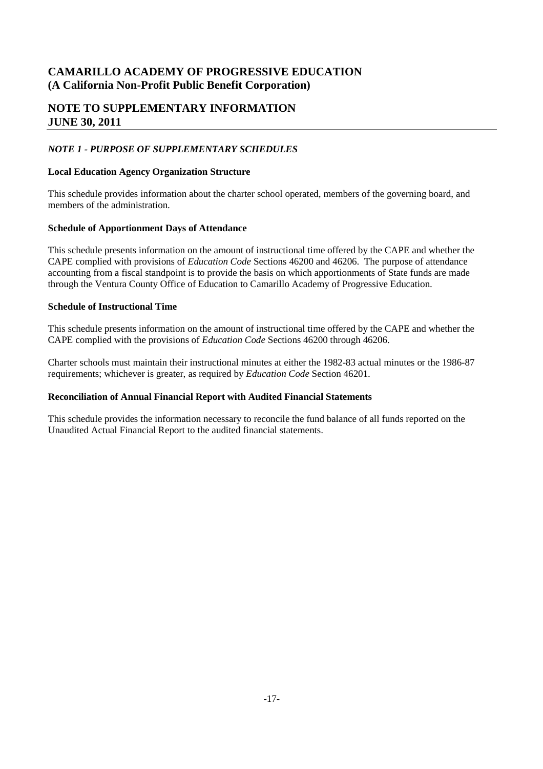# CAMARILLO ACADEMY OF PROGRESSIVE EDUCATION
# (A California Non-Profit Public Benefit Corporation)

## NOTE TO SUPPLEMENTARY INFORMATION
## JUNE 30, 2011

### *NOTE 1 - PURPOSE OF SUPPLEMENTARY SCHEDULES*

**Local Education Agency Organization Structure**

This schedule provides information about the charter school operated, members of the governing board, and members of the administration.

**Schedule of Apportionment Days of Attendance**

This schedule presents information on the amount of instructional time offered by the CAPE and whether the CAPE complied with provisions of *Education Code* Sections 46200 and 46206. The purpose of attendance accounting from a fiscal standpoint is to provide the basis on which apportionments of State funds are made through the Ventura County Office of Education to Camarillo Academy of Progressive Education.

**Schedule of Instructional Time**

This schedule presents information on the amount of instructional time offered by the CAPE and whether the CAPE complied with the provisions of *Education Code* Sections 46200 through 46206.

Charter schools must maintain their instructional minutes at either the 1982-83 actual minutes or the 1986-87 requirements; whichever is greater, as required by *Education Code* Section 46201.

**Reconciliation of Annual Financial Report with Audited Financial Statements**

This schedule provides the information necessary to reconcile the fund balance of all funds reported on the Unaudited Actual Financial Report to the audited financial statements.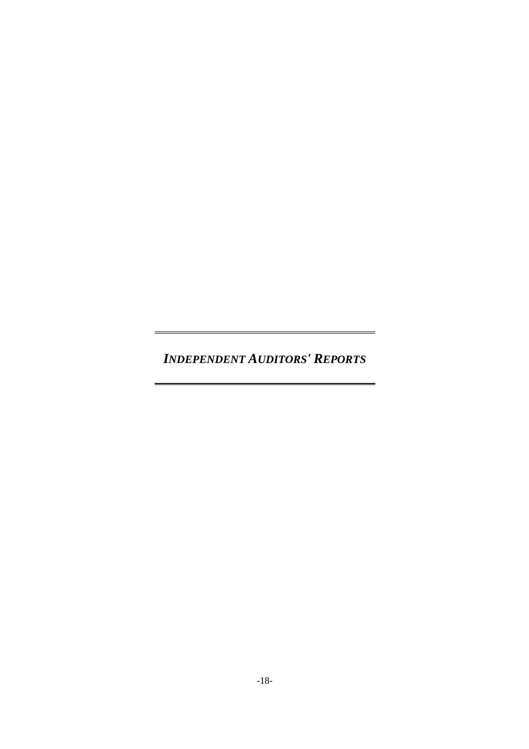# *INDEPENDENT AUDITORS' REPORTS*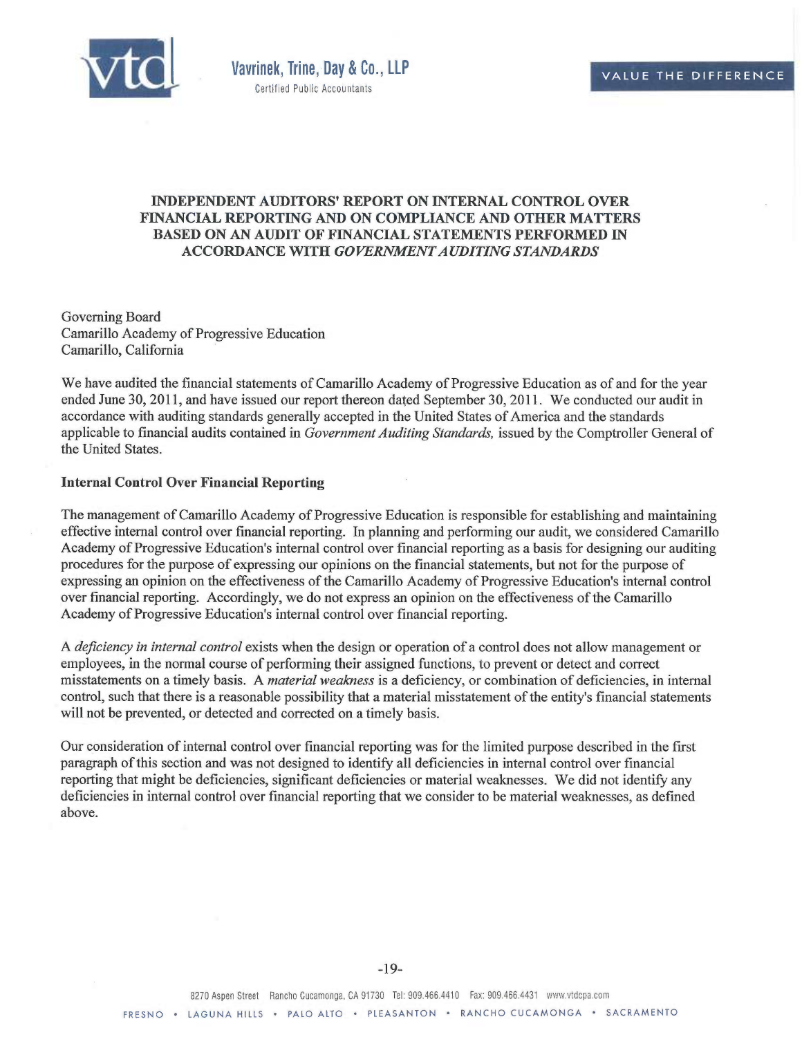Vavrinek, Trine, Day & Co., LLP
Certified Public Accountants

VALUE THE DIFFERENCE

## INDEPENDENT AUDITORS' REPORT ON INTERNAL CONTROL OVER FINANCIAL REPORTING AND ON COMPLIANCE AND OTHER MATTERS BASED ON AN AUDIT OF FINANCIAL STATEMENTS PERFORMED IN ACCORDANCE WITH *GOVERNMENT AUDITING STANDARDS*

Governing Board
Camarillo Academy of Progressive Education
Camarillo, California

We have audited the financial statements of Camarillo Academy of Progressive Education as of and for the year ended June 30, 2011, and have issued our report thereon dated September 30, 2011. We conducted our audit in accordance with auditing standards generally accepted in the United States of America and the standards applicable to financial audits contained in *Government Auditing Standards,* issued by the Comptroller General of the United States.

**Internal Control Over Financial Reporting**

The management of Camarillo Academy of Progressive Education is responsible for establishing and maintaining effective internal control over financial reporting. In planning and performing our audit, we considered Camarillo Academy of Progressive Education's internal control over financial reporting as a basis for designing our auditing procedures for the purpose of expressing our opinions on the financial statements, but not for the purpose of expressing an opinion on the effectiveness of the Camarillo Academy of Progressive Education's internal control over financial reporting. Accordingly, we do not express an opinion on the effectiveness of the Camarillo Academy of Progressive Education's internal control over financial reporting.

A *deficiency in internal control* exists when the design or operation of a control does not allow management or employees, in the normal course of performing their assigned functions, to prevent or detect and correct misstatements on a timely basis. A *material weakness* is a deficiency, or combination of deficiencies, in internal control, such that there is a reasonable possibility that a material misstatement of the entity's financial statements will not be prevented, or detected and corrected on a timely basis.

Our consideration of internal control over financial reporting was for the limited purpose described in the first paragraph of this section and was not designed to identify all deficiencies in internal control over financial reporting that might be deficiencies, significant deficiencies or material weaknesses. We did not identify any deficiencies in internal control over financial reporting that we consider to be material weaknesses, as defined above.

8270 Aspen Street Rancho Cucamonga, CA 91730 Tel: 909.466.4410 Fax: 909.466.4431 www.vtdcpa.com

FRESNO • LAGUNA HILLS • PALO ALTO • PLEASANTON • RANCHO CUCAMONGA • SACRAMENTO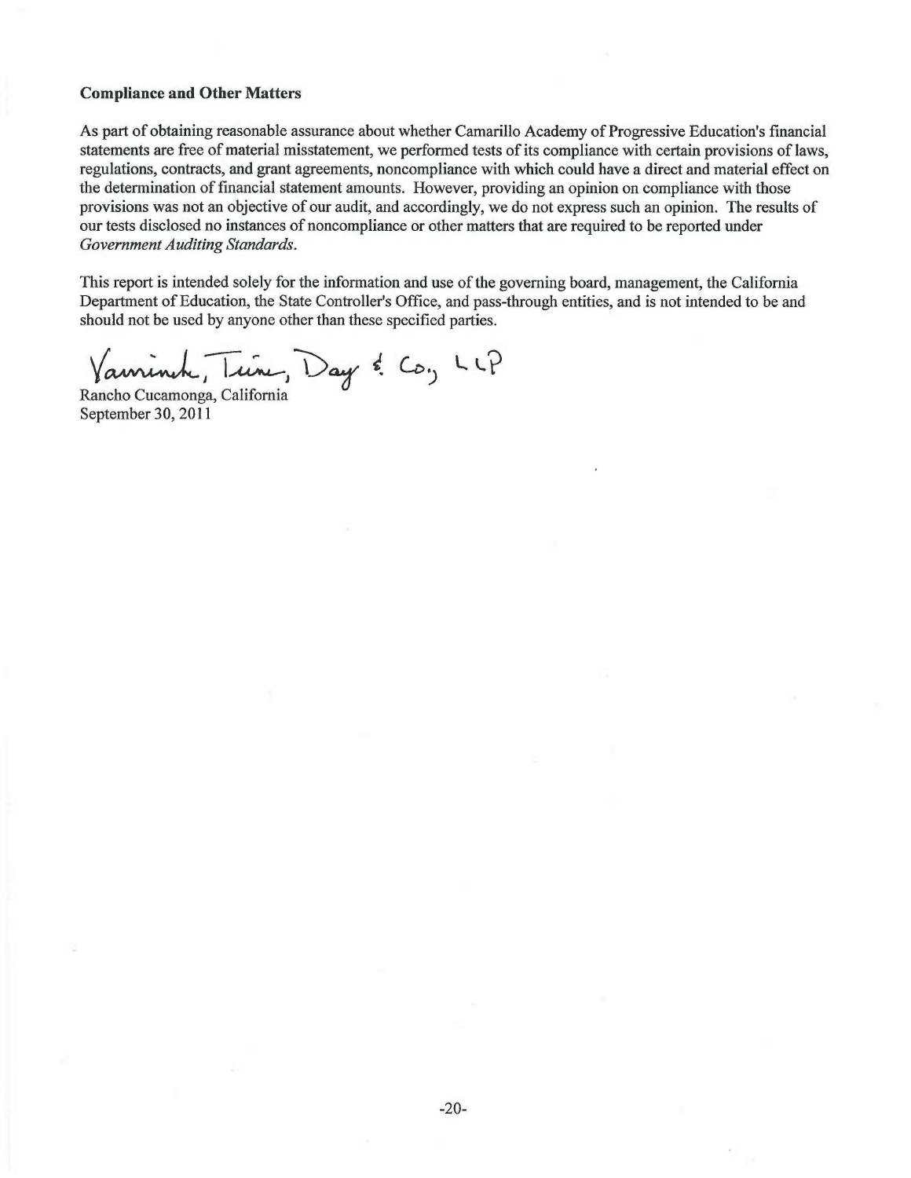**Compliance and Other Matters**

As part of obtaining reasonable assurance about whether Camarillo Academy of Progressive Education's financial statements are free of material misstatement, we performed tests of its compliance with certain provisions of laws, regulations, contracts, and grant agreements, noncompliance with which could have a direct and material effect on the determination of financial statement amounts. However, providing an opinion on compliance with those provisions was not an objective of our audit, and accordingly, we do not express such an opinion. The results of our tests disclosed no instances of noncompliance or other matters that are required to be reported under *Government Auditing Standards*.

This report is intended solely for the information and use of the governing board, management, the California Department of Education, the State Controller's Office, and pass-through entities, and is not intended to be and should not be used by anyone other than these specified parties.

Vavrinek, Trine, Day & Co., LLP

Rancho Cucamonga, California
September 30, 2011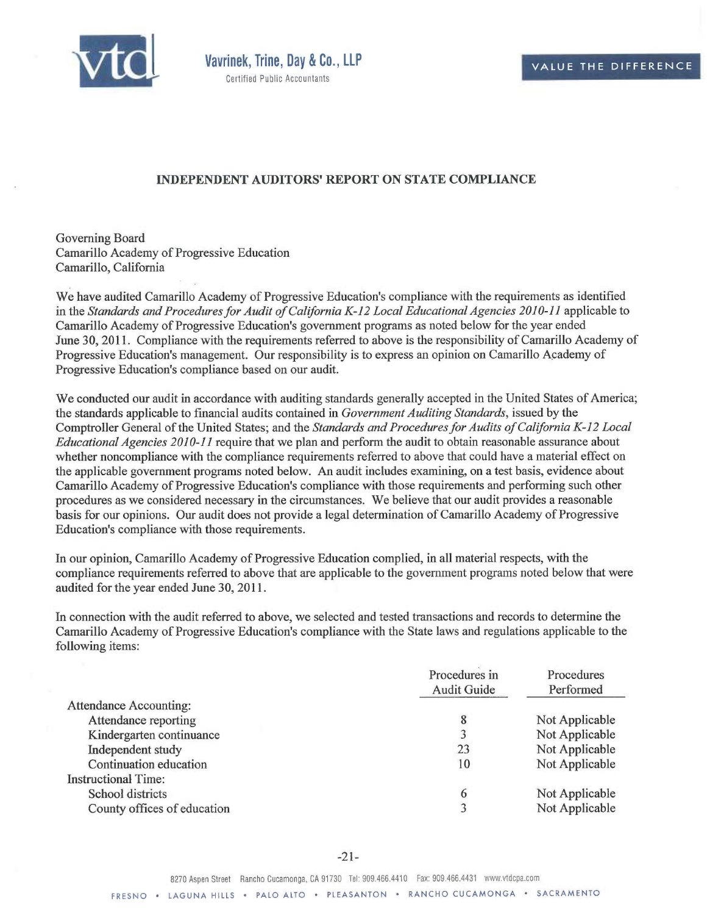Vavrinek, Trine, Day & Co., LLP
Certified Public Accountants

VALUE THE DIFFERENCE

## INDEPENDENT AUDITORS' REPORT ON STATE COMPLIANCE

Governing Board
Camarillo Academy of Progressive Education
Camarillo, California

We have audited Camarillo Academy of Progressive Education's compliance with the requirements as identified in the *Standards and Procedures for Audit of California K-12 Local Educational Agencies 2010-11* applicable to Camarillo Academy of Progressive Education's government programs as noted below for the year ended June 30, 2011. Compliance with the requirements referred to above is the responsibility of Camarillo Academy of Progressive Education's management. Our responsibility is to express an opinion on Camarillo Academy of Progressive Education's compliance based on our audit.

We conducted our audit in accordance with auditing standards generally accepted in the United States of America; the standards applicable to financial audits contained in *Government Auditing Standards*, issued by the Comptroller General of the United States; and the *Standards and Procedures for Audits of California K-12 Local Educational Agencies 2010-11* require that we plan and perform the audit to obtain reasonable assurance about whether noncompliance with the compliance requirements referred to above that could have a material effect on the applicable government programs noted below. An audit includes examining, on a test basis, evidence about Camarillo Academy of Progressive Education's compliance with those requirements and performing such other procedures as we considered necessary in the circumstances. We believe that our audit provides a reasonable basis for our opinions. Our audit does not provide a legal determination of Camarillo Academy of Progressive Education's compliance with those requirements.

In our opinion, Camarillo Academy of Progressive Education complied, in all material respects, with the compliance requirements referred to above that are applicable to the government programs noted below that were audited for the year ended June 30, 2011.

In connection with the audit referred to above, we selected and tested transactions and records to determine the Camarillo Academy of Progressive Education's compliance with the State laws and regulations applicable to the following items:

| | Procedures in Audit Guide | Procedures Performed |
|---|---|---|
| Attendance Accounting: | | |
| Attendance reporting | 8 | Not Applicable |
| Kindergarten continuance | 3 | Not Applicable |
| Independent study | 23 | Not Applicable |
| Continuation education | 10 | Not Applicable |
| Instructional Time: | | |
| School districts | 6 | Not Applicable |
| County offices of education | 3 | Not Applicable |

8270 Aspen Street Rancho Cucamonga, CA 91730 Tel: 909.466.4410 Fax: 909.466.4431 www.vtdcpa.com

FRESNO • LAGUNA HILLS • PALO ALTO • PLEASANTON • RANCHO CUCAMONGA • SACRAMENTO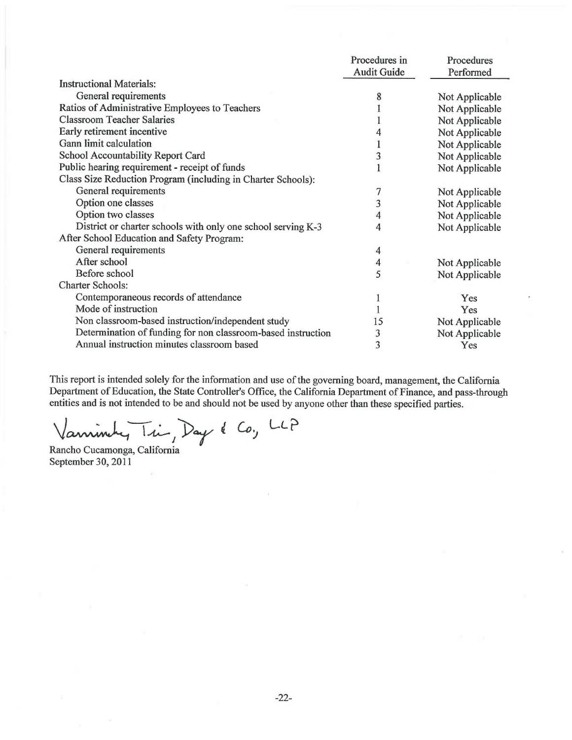| | Procedures in Audit Guide | Procedures Performed |
|---|---|---|
| Instructional Materials: | | |
| General requirements | 8 | Not Applicable |
| Ratios of Administrative Employees to Teachers | 1 | Not Applicable |
| Classroom Teacher Salaries | 1 | Not Applicable |
| Early retirement incentive | 4 | Not Applicable |
| Gann limit calculation | 1 | Not Applicable |
| School Accountability Report Card | 3 | Not Applicable |
| Public hearing requirement - receipt of funds | 1 | Not Applicable |
| Class Size Reduction Program (including in Charter Schools): | | |
| General requirements | 7 | Not Applicable |
| Option one classes | 3 | Not Applicable |
| Option two classes | 4 | Not Applicable |
| District or charter schools with only one school serving K-3 | 4 | Not Applicable |
| After School Education and Safety Program: | | |
| General requirements | 4 | |
| After school | 4 | Not Applicable |
| Before school | 5 | Not Applicable |
| Charter Schools: | | |
| Contemporaneous records of attendance | 1 | Yes |
| Mode of instruction | 1 | Yes |
| Non classroom-based instruction/independent study | 15 | Not Applicable |
| Determination of funding for non classroom-based instruction | 3 | Not Applicable |
| Annual instruction minutes classroom based | 3 | Yes |

This report is intended solely for the information and use of the governing board, management, the California Department of Education, the State Controller's Office, the California Department of Finance, and pass-through entities and is not intended to be and should not be used by anyone other than these specified parties.

Vavrinek, Trine, Day & Co., LLP

Rancho Cucamonga, California
September 30, 2011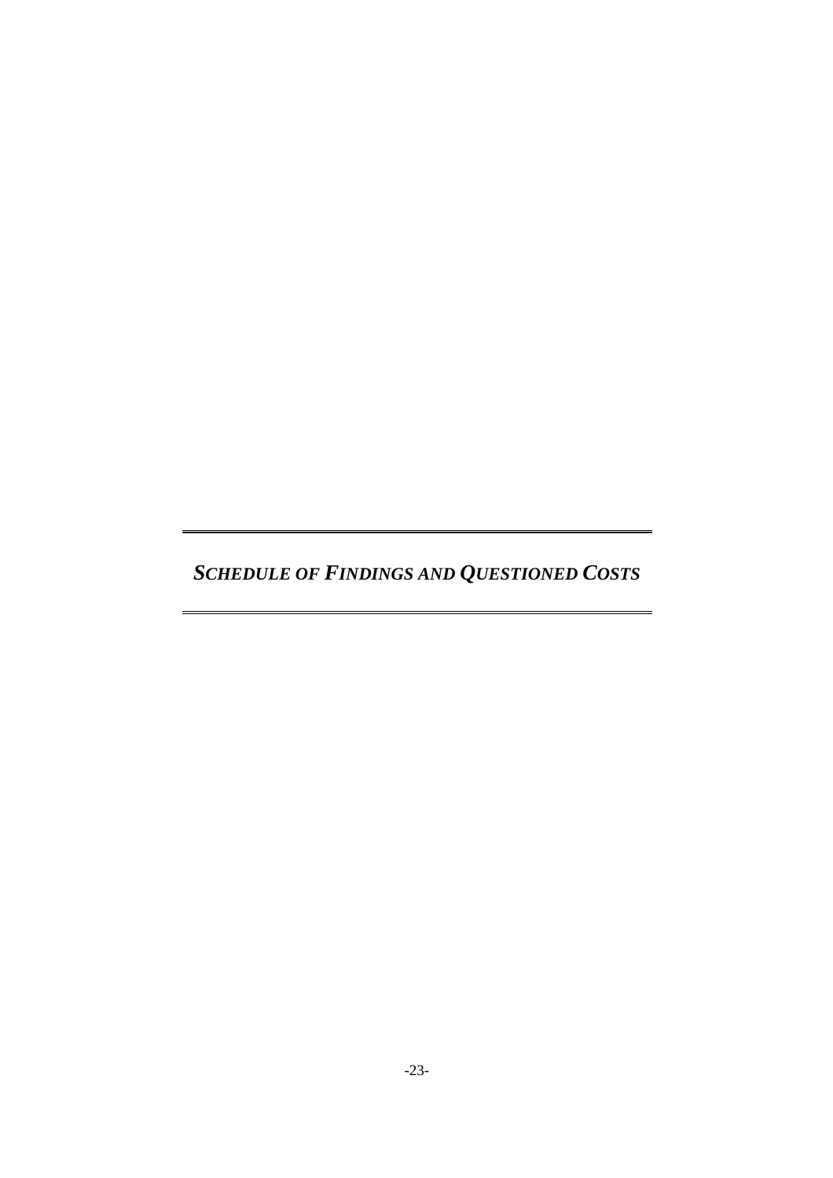# *SCHEDULE OF FINDINGS AND QUESTIONED COSTS*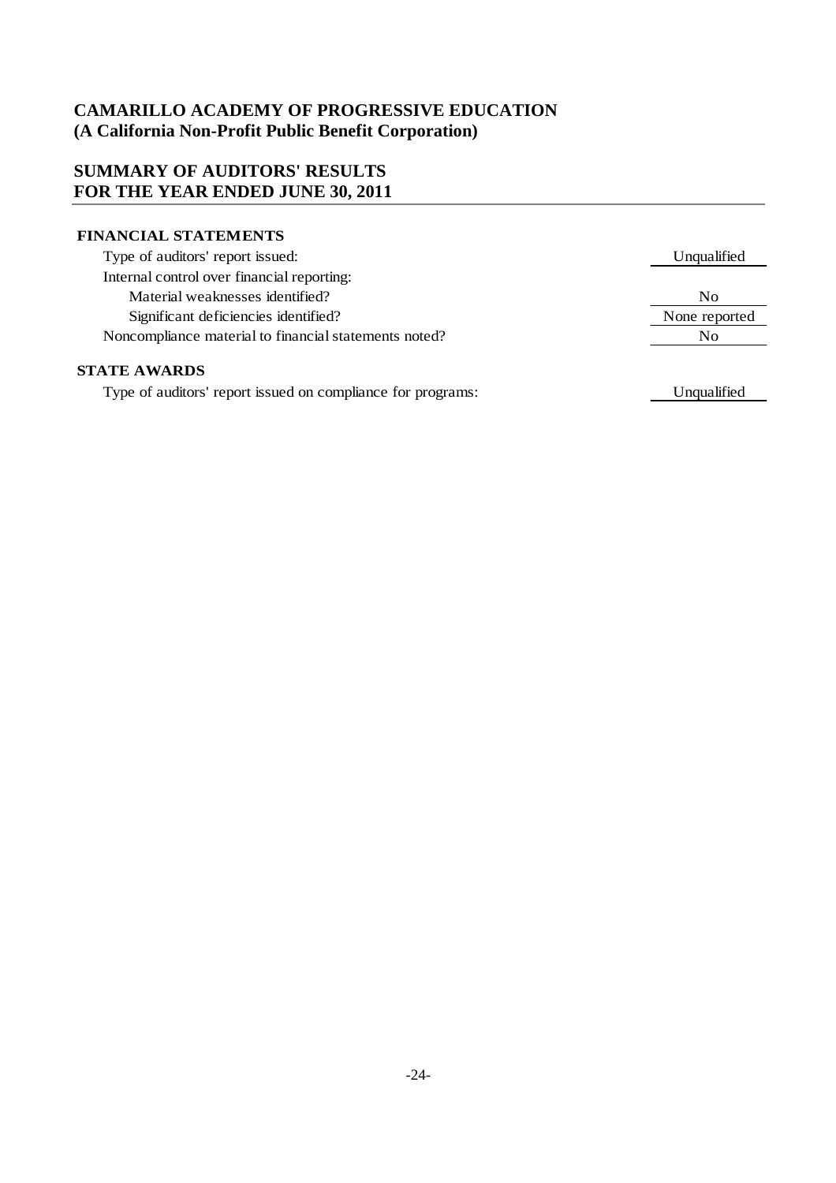# CAMARILLO ACADEMY OF PROGRESSIVE EDUCATION
## (A California Non-Profit Public Benefit Corporation)

## SUMMARY OF AUDITORS' RESULTS
## FOR THE YEAR ENDED JUNE 30, 2011

**FINANCIAL STATEMENTS**

| | |
|---|---|
| Type of auditors' report issued: | Unqualified |
| Internal control over financial reporting: | |
| Material weaknesses identified? | No |
| Significant deficiencies identified? | None reported |
| Noncompliance material to financial statements noted? | No |

**STATE AWARDS**

| | |
|---|---|
| Type of auditors' report issued on compliance for programs: | Unqualified |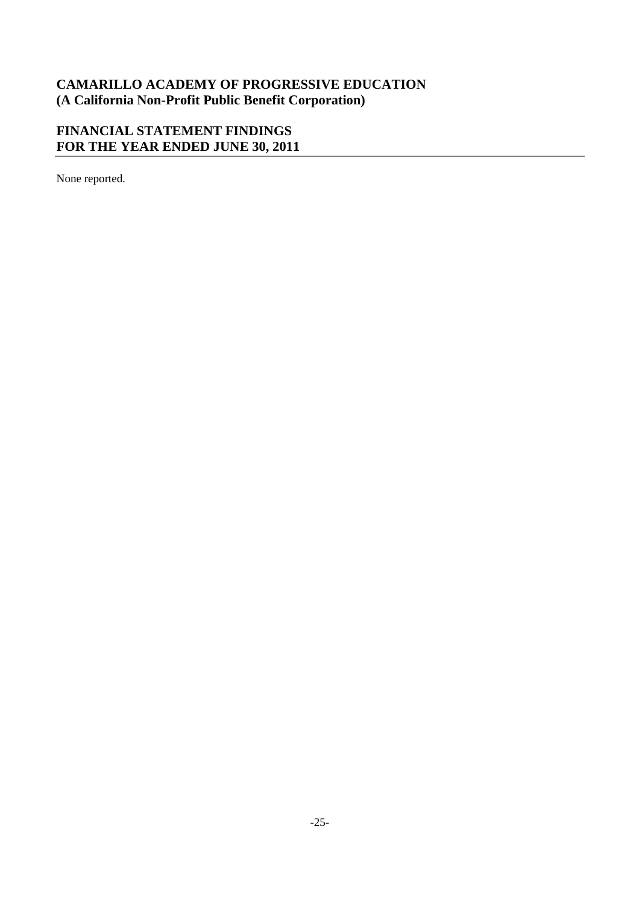**CAMARILLO ACADEMY OF PROGRESSIVE EDUCATION**
**(A California Non-Profit Public Benefit Corporation)**

## FINANCIAL STATEMENT FINDINGS
## FOR THE YEAR ENDED JUNE 30, 2011

None reported.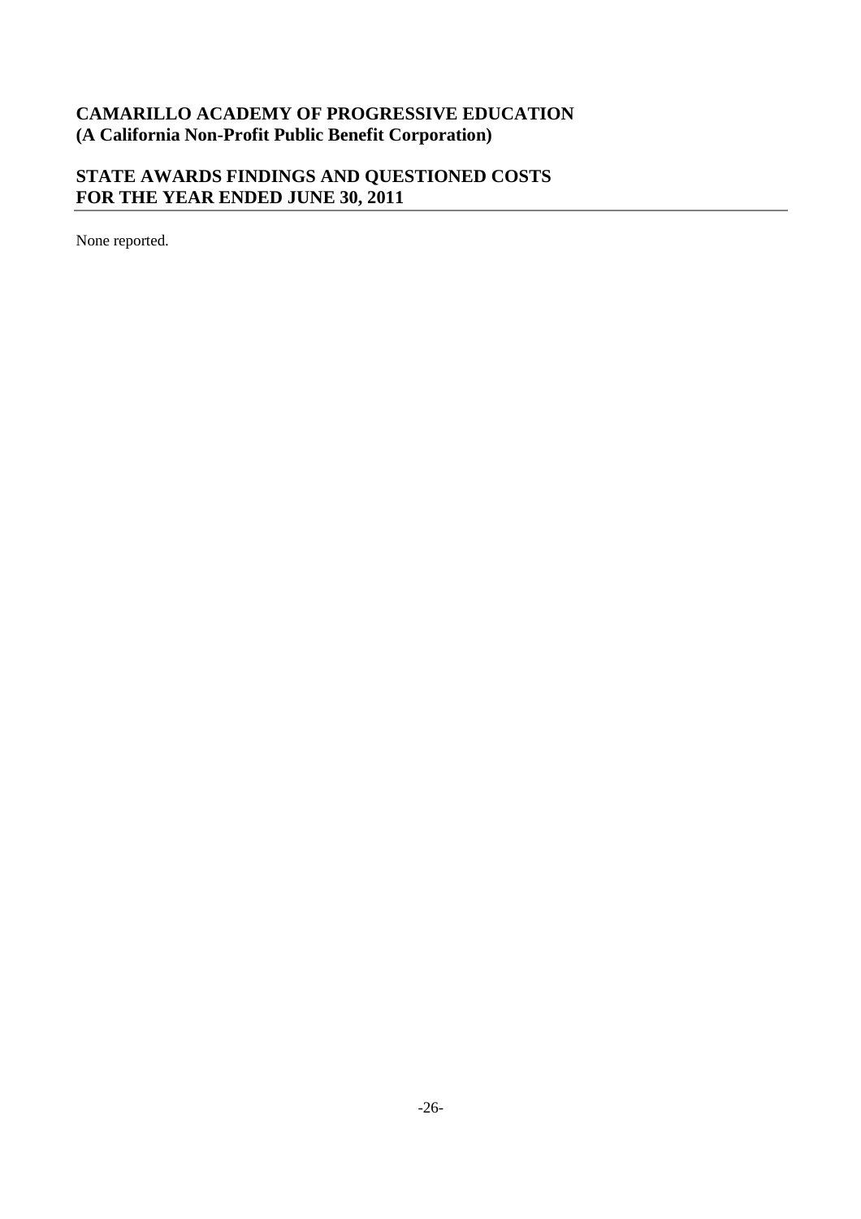**CAMARILLO ACADEMY OF PROGRESSIVE EDUCATION**
**(A California Non-Profit Public Benefit Corporation)**

## STATE AWARDS FINDINGS AND QUESTIONED COSTS
## FOR THE YEAR ENDED JUNE 30, 2011

None reported.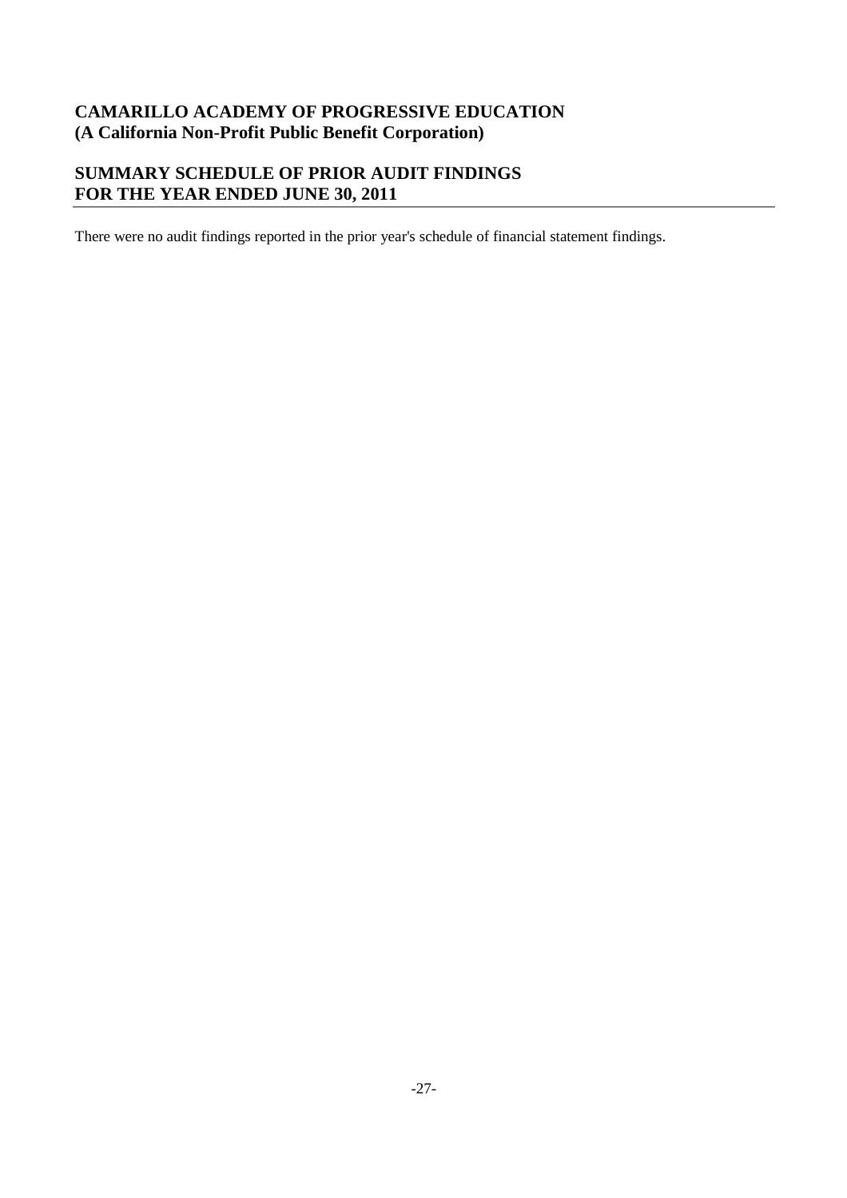# CAMARILLO ACADEMY OF PROGRESSIVE EDUCATION
# (A California Non-Profit Public Benefit Corporation)

## SUMMARY SCHEDULE OF PRIOR AUDIT FINDINGS
## FOR THE YEAR ENDED JUNE 30, 2011

There were no audit findings reported in the prior year's schedule of financial statement findings.